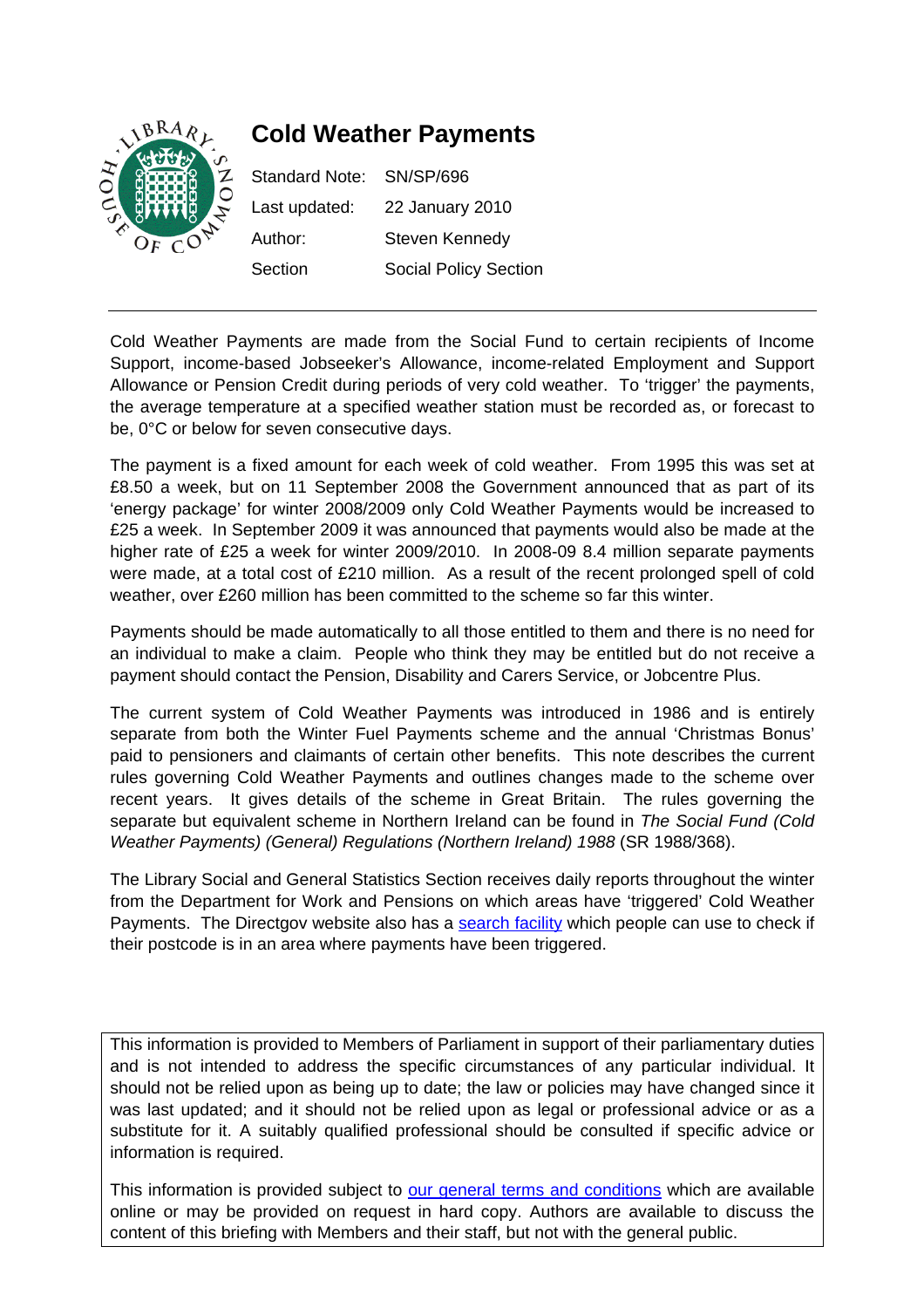# Cold Weather Payments

| | |
|---|---|
| Standard Note: | SN/SP/696 |
| Last updated: | 22 January 2010 |
| Author: | Steven Kennedy |
| Section | Social Policy Section |

Cold Weather Payments are made from the Social Fund to certain recipients of Income Support, income-based Jobseeker's Allowance, income-related Employment and Support Allowance or Pension Credit during periods of very cold weather. To 'trigger' the payments, the average temperature at a specified weather station must be recorded as, or forecast to be, 0°C or below for seven consecutive days.

The payment is a fixed amount for each week of cold weather. From 1995 this was set at £8.50 a week, but on 11 September 2008 the Government announced that as part of its 'energy package' for winter 2008/2009 only Cold Weather Payments would be increased to £25 a week. In September 2009 it was announced that payments would also be made at the higher rate of £25 a week for winter 2009/2010. In 2008-09 8.4 million separate payments were made, at a total cost of £210 million. As a result of the recent prolonged spell of cold weather, over £260 million has been committed to the scheme so far this winter.

Payments should be made automatically to all those entitled to them and there is no need for an individual to make a claim. People who think they may be entitled but do not receive a payment should contact the Pension, Disability and Carers Service, or Jobcentre Plus.

The current system of Cold Weather Payments was introduced in 1986 and is entirely separate from both the Winter Fuel Payments scheme and the annual 'Christmas Bonus' paid to pensioners and claimants of certain other benefits. This note describes the current rules governing Cold Weather Payments and outlines changes made to the scheme over recent years. It gives details of the scheme in Great Britain. The rules governing the separate but equivalent scheme in Northern Ireland can be found in *The Social Fund (Cold Weather Payments) (General) Regulations (Northern Ireland) 1988* (SR 1988/368).

The Library Social and General Statistics Section receives daily reports throughout the winter from the Department for Work and Pensions on which areas have 'triggered' Cold Weather Payments. The Directgov website also has a search facility which people can use to check if their postcode is in an area where payments have been triggered.

This information is provided to Members of Parliament in support of their parliamentary duties and is not intended to address the specific circumstances of any particular individual. It should not be relied upon as being up to date; the law or policies may have changed since it was last updated; and it should not be relied upon as legal or professional advice or as a substitute for it. A suitably qualified professional should be consulted if specific advice or information is required.

This information is provided subject to our general terms and conditions which are available online or may be provided on request in hard copy. Authors are available to discuss the content of this briefing with Members and their staff, but not with the general public.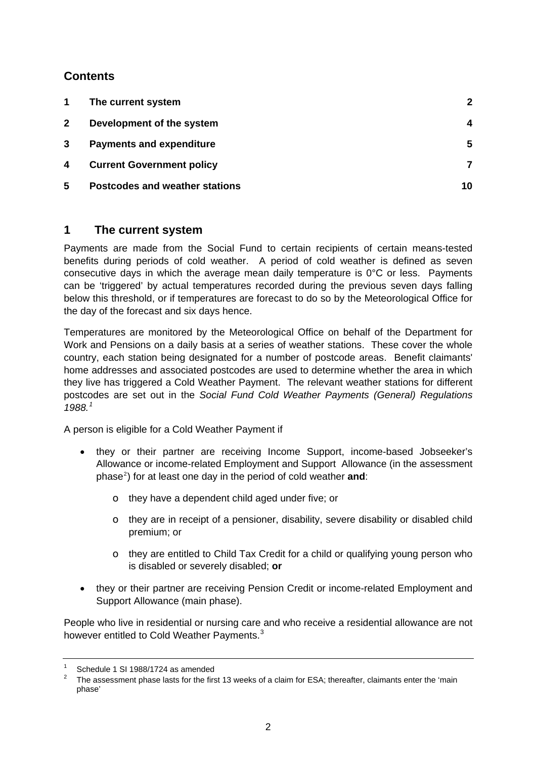## Contents

| | | |
|---|---|---|
| 1 | The current system | 2 |
| 2 | Development of the system | 4 |
| 3 | Payments and expenditure | 5 |
| 4 | Current Government policy | 7 |
| 5 | Postcodes and weather stations | 10 |

## 1 The current system

Payments are made from the Social Fund to certain recipients of certain means-tested benefits during periods of cold weather. A period of cold weather is defined as seven consecutive days in which the average mean daily temperature is 0°C or less. Payments can be 'triggered' by actual temperatures recorded during the previous seven days falling below this threshold, or if temperatures are forecast to do so by the Meteorological Office for the day of the forecast and six days hence.

Temperatures are monitored by the Meteorological Office on behalf of the Department for Work and Pensions on a daily basis at a series of weather stations. These cover the whole country, each station being designated for a number of postcode areas. Benefit claimants' home addresses and associated postcodes are used to determine whether the area in which they live has triggered a Cold Weather Payment. The relevant weather stations for different postcodes are set out in the *Social Fund Cold Weather Payments (General) Regulations 1988.*[1]

A person is eligible for a Cold Weather Payment if

- they or their partner are receiving Income Support, income-based Jobseeker's Allowance or income-related Employment and Support Allowance (in the assessment phase[2]) for at least one day in the period of cold weather **and**:
    - they have a dependent child aged under five; or
    - they are in receipt of a pensioner, disability, severe disability or disabled child premium; or
    - they are entitled to Child Tax Credit for a child or qualifying young person who is disabled or severely disabled; **or**
- they or their partner are receiving Pension Credit or income-related Employment and Support Allowance (main phase).

People who live in residential or nursing care and who receive a residential allowance are not however entitled to Cold Weather Payments.[3]

---

1 Schedule 1 SI 1988/1724 as amended

2 The assessment phase lasts for the first 13 weeks of a claim for ESA; thereafter, claimants enter the 'main phase'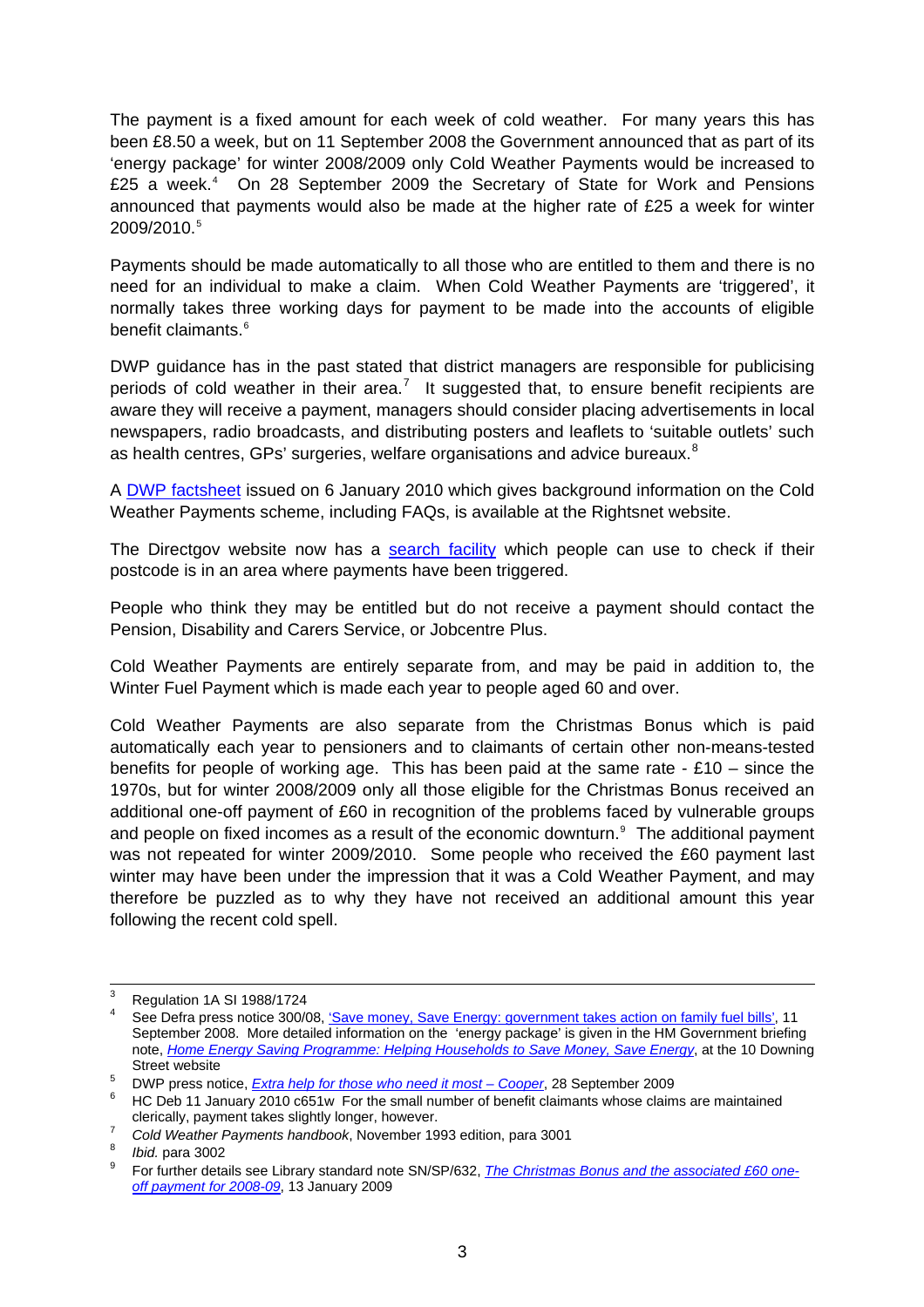The payment is a fixed amount for each week of cold weather. For many years this has been £8.50 a week, but on 11 September 2008 the Government announced that as part of its 'energy package' for winter 2008/2009 only Cold Weather Payments would be increased to £25 a week.[4] On 28 September 2009 the Secretary of State for Work and Pensions announced that payments would also be made at the higher rate of £25 a week for winter 2009/2010.[5]

Payments should be made automatically to all those who are entitled to them and there is no need for an individual to make a claim. When Cold Weather Payments are 'triggered', it normally takes three working days for payment to be made into the accounts of eligible benefit claimants.[6]

DWP guidance has in the past stated that district managers are responsible for publicising periods of cold weather in their area.[7] It suggested that, to ensure benefit recipients are aware they will receive a payment, managers should consider placing advertisements in local newspapers, radio broadcasts, and distributing posters and leaflets to 'suitable outlets' such as health centres, GPs' surgeries, welfare organisations and advice bureaux.[8]

A DWP factsheet issued on 6 January 2010 which gives background information on the Cold Weather Payments scheme, including FAQs, is available at the Rightsnet website.

The Directgov website now has a search facility which people can use to check if their postcode is in an area where payments have been triggered.

People who think they may be entitled but do not receive a payment should contact the Pension, Disability and Carers Service, or Jobcentre Plus.

Cold Weather Payments are entirely separate from, and may be paid in addition to, the Winter Fuel Payment which is made each year to people aged 60 and over.

Cold Weather Payments are also separate from the Christmas Bonus which is paid automatically each year to pensioners and to claimants of certain other non-means-tested benefits for people of working age. This has been paid at the same rate - £10 – since the 1970s, but for winter 2008/2009 only all those eligible for the Christmas Bonus received an additional one-off payment of £60 in recognition of the problems faced by vulnerable groups and people on fixed incomes as a result of the economic downturn.[9] The additional payment was not repeated for winter 2009/2010. Some people who received the £60 payment last winter may have been under the impression that it was a Cold Weather Payment, and may therefore be puzzled as to why they have not received an additional amount this year following the recent cold spell.

---

[3] Regulation 1A SI 1988/1724

[4] See Defra press notice 300/08, 'Save money, Save Energy: government takes action on family fuel bills', 11 September 2008. More detailed information on the 'energy package' is given in the HM Government briefing note, *Home Energy Saving Programme: Helping Households to Save Money, Save Energy*, at the 10 Downing Street website

[5] DWP press notice, *Extra help for those who need it most – Cooper*, 28 September 2009

[6] HC Deb 11 January 2010 c651w For the small number of benefit claimants whose claims are maintained clerically, payment takes slightly longer, however.

[7] *Cold Weather Payments handbook*, November 1993 edition, para 3001

[8] *Ibid.* para 3002

[9] For further details see Library standard note SN/SP/632, *The Christmas Bonus and the associated £60 one-off payment for 2008-09*, 13 January 2009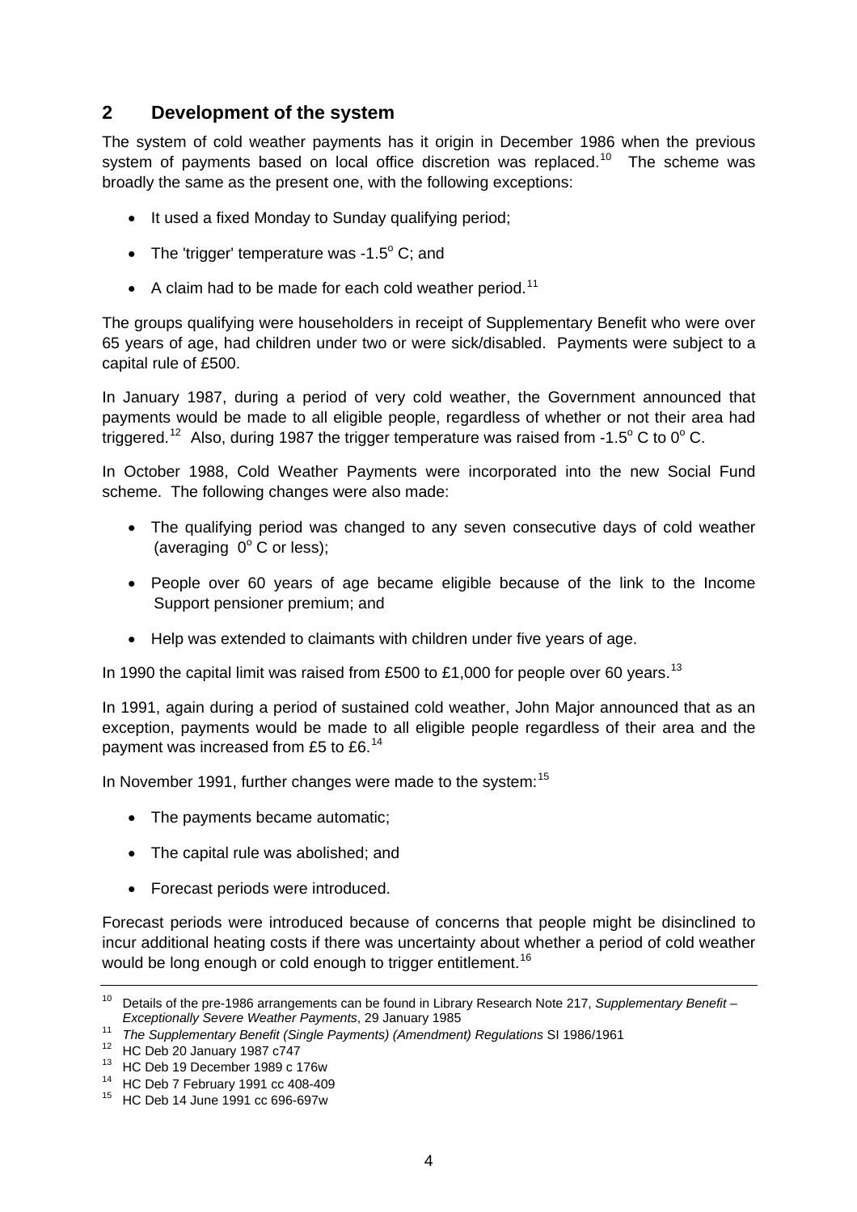## 2 Development of the system

The system of cold weather payments has it origin in December 1986 when the previous system of payments based on local office discretion was replaced.[10] The scheme was broadly the same as the present one, with the following exceptions:

- It used a fixed Monday to Sunday qualifying period;
- The 'trigger' temperature was -1.5$^{o}$ C; and
- A claim had to be made for each cold weather period.[11]

The groups qualifying were householders in receipt of Supplementary Benefit who were over 65 years of age, had children under two or were sick/disabled. Payments were subject to a capital rule of £500.

In January 1987, during a period of very cold weather, the Government announced that payments would be made to all eligible people, regardless of whether or not their area had triggered.[12] Also, during 1987 the trigger temperature was raised from -1.5$^{o}$ C to 0$^{o}$ C.

In October 1988, Cold Weather Payments were incorporated into the new Social Fund scheme. The following changes were also made:

- The qualifying period was changed to any seven consecutive days of cold weather (averaging 0$^{o}$ C or less);
- People over 60 years of age became eligible because of the link to the Income Support pensioner premium; and
- Help was extended to claimants with children under five years of age.

In 1990 the capital limit was raised from £500 to £1,000 for people over 60 years.[13]

In 1991, again during a period of sustained cold weather, John Major announced that as an exception, payments would be made to all eligible people regardless of their area and the payment was increased from £5 to £6.[14]

In November 1991, further changes were made to the system:[15]

- The payments became automatic;
- The capital rule was abolished; and
- Forecast periods were introduced.

Forecast periods were introduced because of concerns that people might be disinclined to incur additional heating costs if there was uncertainty about whether a period of cold weather would be long enough or cold enough to trigger entitlement.[16]

---

[10] Details of the pre-1986 arrangements can be found in Library Research Note 217, *Supplementary Benefit – Exceptionally Severe Weather Payments*, 29 January 1985

[11] *The Supplementary Benefit (Single Payments) (Amendment) Regulations* SI 1986/1961

[12] HC Deb 20 January 1987 c747

[13] HC Deb 19 December 1989 c 176w

[14] HC Deb 7 February 1991 cc 408-409

[15] HC Deb 14 June 1991 cc 696-697w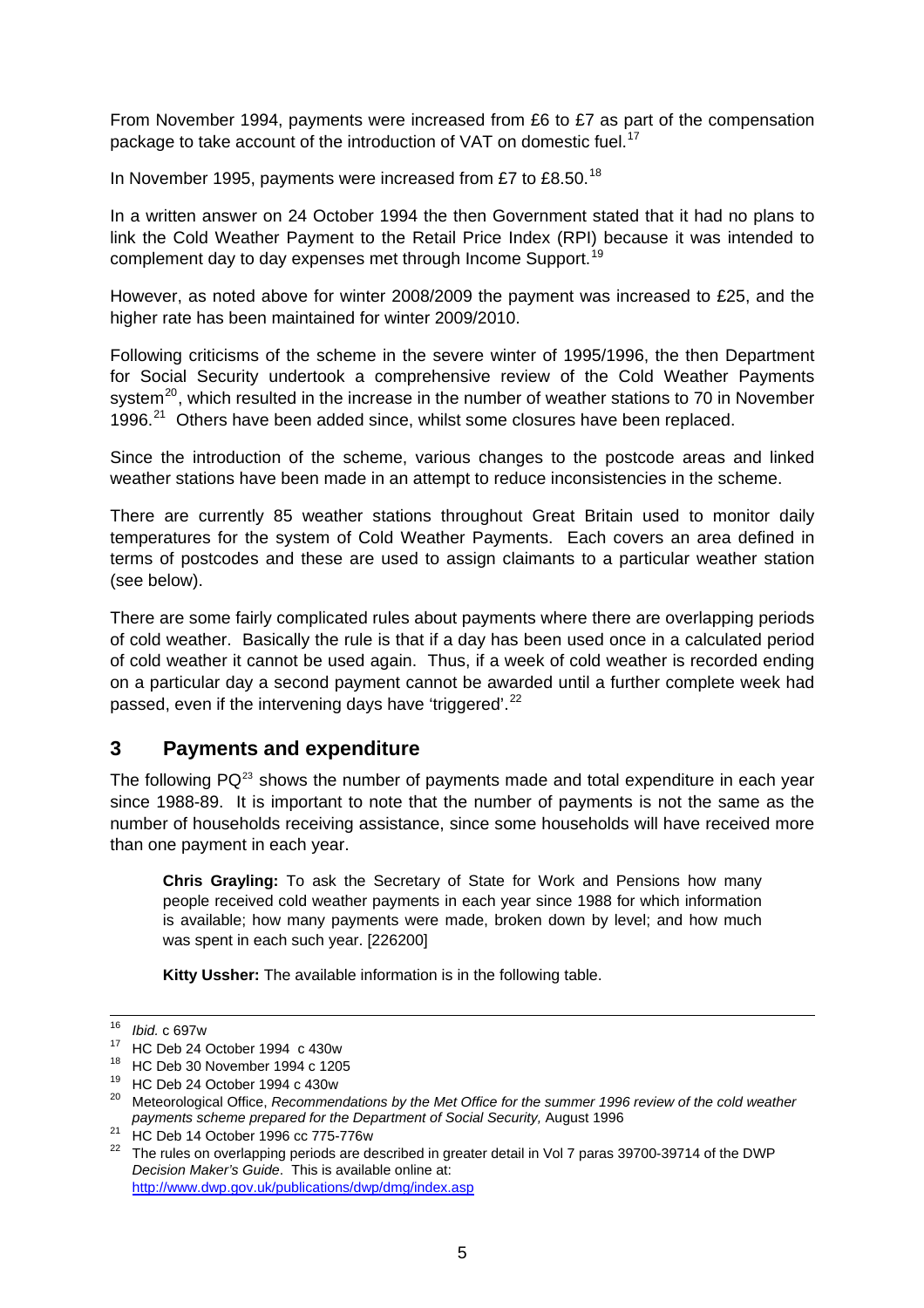From November 1994, payments were increased from £6 to £7 as part of the compensation package to take account of the introduction of VAT on domestic fuel.[17]

In November 1995, payments were increased from £7 to £8.50.[18]

In a written answer on 24 October 1994 the then Government stated that it had no plans to link the Cold Weather Payment to the Retail Price Index (RPI) because it was intended to complement day to day expenses met through Income Support.[19]

However, as noted above for winter 2008/2009 the payment was increased to £25, and the higher rate has been maintained for winter 2009/2010.

Following criticisms of the scheme in the severe winter of 1995/1996, the then Department for Social Security undertook a comprehensive review of the Cold Weather Payments system[20], which resulted in the increase in the number of weather stations to 70 in November 1996.[21] Others have been added since, whilst some closures have been replaced.

Since the introduction of the scheme, various changes to the postcode areas and linked weather stations have been made in an attempt to reduce inconsistencies in the scheme.

There are currently 85 weather stations throughout Great Britain used to monitor daily temperatures for the system of Cold Weather Payments. Each covers an area defined in terms of postcodes and these are used to assign claimants to a particular weather station (see below).

There are some fairly complicated rules about payments where there are overlapping periods of cold weather. Basically the rule is that if a day has been used once in a calculated period of cold weather it cannot be used again. Thus, if a week of cold weather is recorded ending on a particular day a second payment cannot be awarded until a further complete week had passed, even if the intervening days have 'triggered'.[22]

## 3 Payments and expenditure

The following PQ[23] shows the number of payments made and total expenditure in each year since 1988-89. It is important to note that the number of payments is not the same as the number of households receiving assistance, since some households will have received more than one payment in each year.

> **Chris Grayling:** To ask the Secretary of State for Work and Pensions how many people received cold weather payments in each year since 1988 for which information is available; how many payments were made, broken down by level; and how much was spent in each such year. [226200]
>
> **Kitty Ussher:** The available information is in the following table.

---

16 *Ibid.* c 697w

17 HC Deb 24 October 1994 c 430w

18 HC Deb 30 November 1994 c 1205

19 HC Deb 24 October 1994 c 430w

20 Meteorological Office, *Recommendations by the Met Office for the summer 1996 review of the cold weather payments scheme prepared for the Department of Social Security,* August 1996

21 HC Deb 14 October 1996 cc 775-776w

22 The rules on overlapping periods are described in greater detail in Vol 7 paras 39700-39714 of the DWP *Decision Maker's Guide*. This is available online at: http://www.dwp.gov.uk/publications/dwp/dmg/index.asp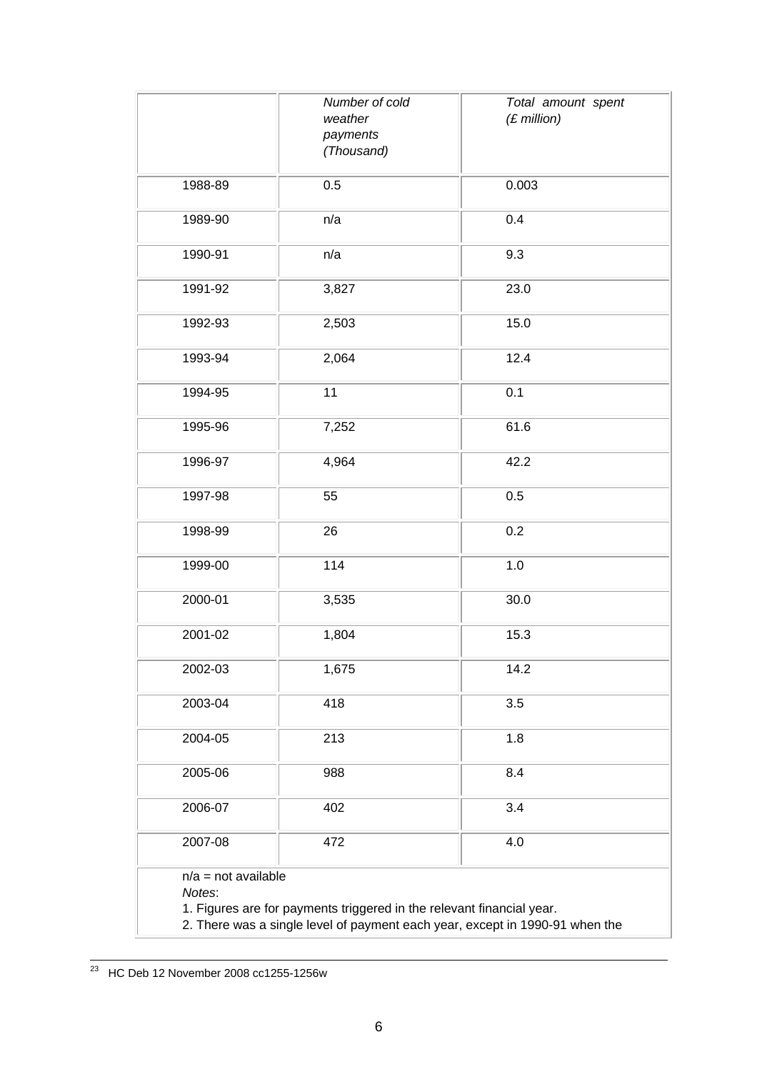| | *Number of cold weather payments (Thousand)* | *Total amount spent (£ million)* |
|---|---|---|
| 1988-89 | 0.5 | 0.003 |
| 1989-90 | n/a | 0.4 |
| 1990-91 | n/a | 9.3 |
| 1991-92 | 3,827 | 23.0 |
| 1992-93 | 2,503 | 15.0 |
| 1993-94 | 2,064 | 12.4 |
| 1994-95 | 11 | 0.1 |
| 1995-96 | 7,252 | 61.6 |
| 1996-97 | 4,964 | 42.2 |
| 1997-98 | 55 | 0.5 |
| 1998-99 | 26 | 0.2 |
| 1999-00 | 114 | 1.0 |
| 2000-01 | 3,535 | 30.0 |
| 2001-02 | 1,804 | 15.3 |
| 2002-03 | 1,675 | 14.2 |
| 2003-04 | 418 | 3.5 |
| 2004-05 | 213 | 1.8 |
| 2005-06 | 988 | 8.4 |
| 2006-07 | 402 | 3.4 |
| 2007-08 | 472 | 4.0 |

n/a = not available

*Notes*:

1. Figures are for payments triggered in the relevant financial year.
2. There was a single level of payment each year, except in 1990-91 when the

[23] HC Deb 12 November 2008 cc1255-1256w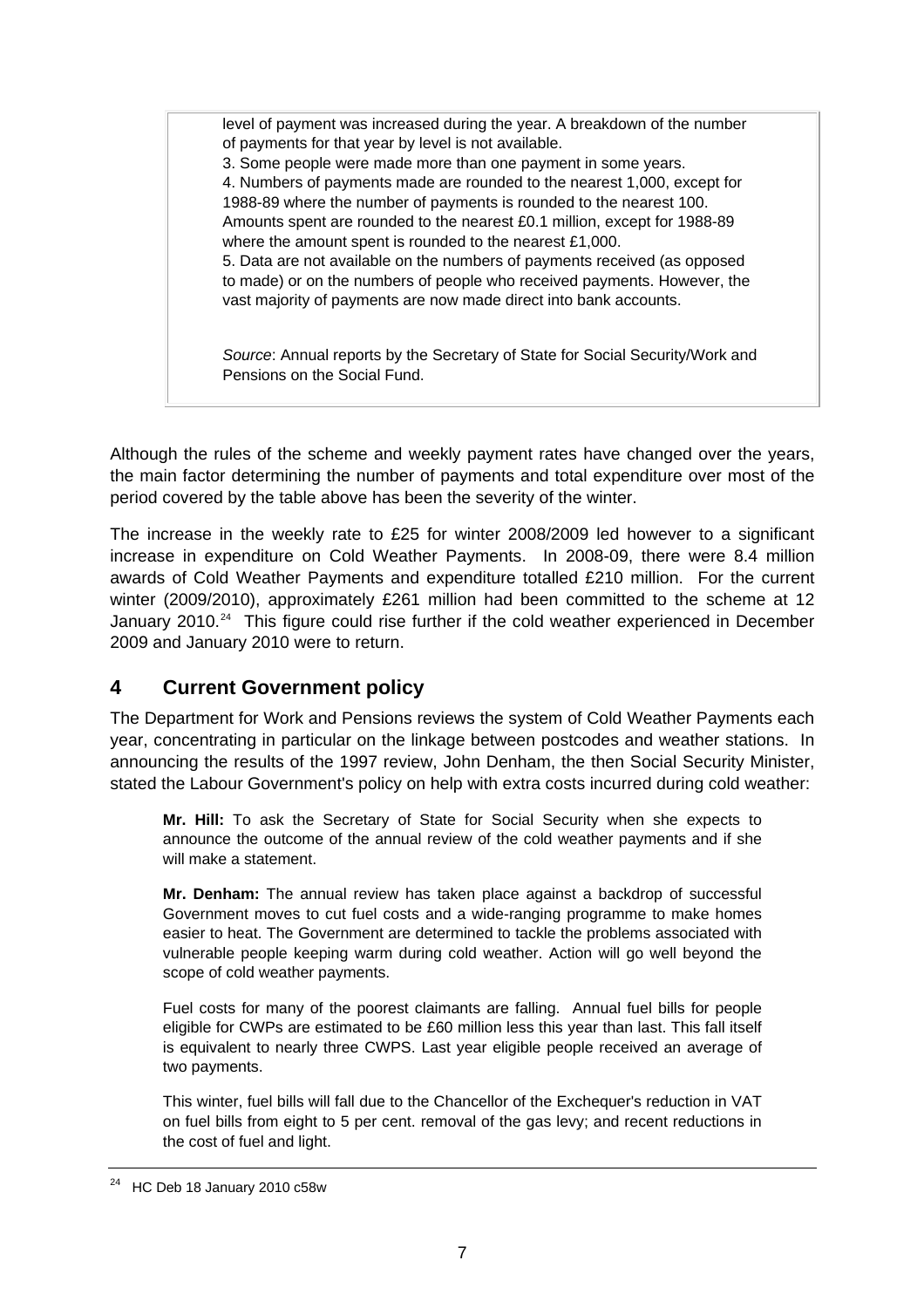level of payment was increased during the year. A breakdown of the number of payments for that year by level is not available.

3. Some people were made more than one payment in some years.

4. Numbers of payments made are rounded to the nearest 1,000, except for 1988-89 where the number of payments is rounded to the nearest 100. Amounts spent are rounded to the nearest £0.1 million, except for 1988-89 where the amount spent is rounded to the nearest £1,000.

5. Data are not available on the numbers of payments received (as opposed to made) or on the numbers of people who received payments. However, the vast majority of payments are now made direct into bank accounts.

*Source*: Annual reports by the Secretary of State for Social Security/Work and Pensions on the Social Fund.

Although the rules of the scheme and weekly payment rates have changed over the years, the main factor determining the number of payments and total expenditure over most of the period covered by the table above has been the severity of the winter.

The increase in the weekly rate to £25 for winter 2008/2009 led however to a significant increase in expenditure on Cold Weather Payments. In 2008-09, there were 8.4 million awards of Cold Weather Payments and expenditure totalled £210 million. For the current winter (2009/2010), approximately £261 million had been committed to the scheme at 12 January 2010.[24] This figure could rise further if the cold weather experienced in December 2009 and January 2010 were to return.

## 4 Current Government policy

The Department for Work and Pensions reviews the system of Cold Weather Payments each year, concentrating in particular on the linkage between postcodes and weather stations. In announcing the results of the 1997 review, John Denham, the then Social Security Minister, stated the Labour Government's policy on help with extra costs incurred during cold weather:

> **Mr. Hill:** To ask the Secretary of State for Social Security when she expects to announce the outcome of the annual review of the cold weather payments and if she will make a statement.
>
> **Mr. Denham:** The annual review has taken place against a backdrop of successful Government moves to cut fuel costs and a wide-ranging programme to make homes easier to heat. The Government are determined to tackle the problems associated with vulnerable people keeping warm during cold weather. Action will go well beyond the scope of cold weather payments.
>
> Fuel costs for many of the poorest claimants are falling. Annual fuel bills for people eligible for CWPs are estimated to be £60 million less this year than last. This fall itself is equivalent to nearly three CWPS. Last year eligible people received an average of two payments.
>
> This winter, fuel bills will fall due to the Chancellor of the Exchequer's reduction in VAT on fuel bills from eight to 5 per cent. removal of the gas levy; and recent reductions in the cost of fuel and light.

[24] HC Deb 18 January 2010 c58w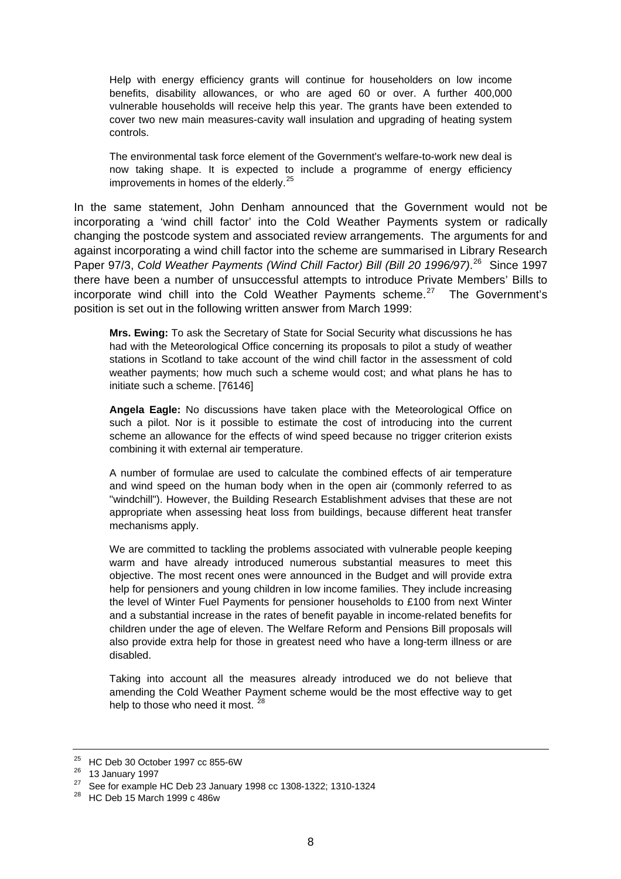> Help with energy efficiency grants will continue for householders on low income benefits, disability allowances, or who are aged 60 or over. A further 400,000 vulnerable households will receive help this year. The grants have been extended to cover two new main measures-cavity wall insulation and upgrading of heating system controls.
>
> The environmental task force element of the Government's welfare-to-work new deal is now taking shape. It is expected to include a programme of energy efficiency improvements in homes of the elderly.[25]

In the same statement, John Denham announced that the Government would not be incorporating a 'wind chill factor' into the Cold Weather Payments system or radically changing the postcode system and associated review arrangements. The arguments for and against incorporating a wind chill factor into the scheme are summarised in Library Research Paper 97/3, *Cold Weather Payments (Wind Chill Factor) Bill (Bill 20 1996/97)*.[26] Since 1997 there have been a number of unsuccessful attempts to introduce Private Members' Bills to incorporate wind chill into the Cold Weather Payments scheme.[27] The Government's position is set out in the following written answer from March 1999:

> **Mrs. Ewing:** To ask the Secretary of State for Social Security what discussions he has had with the Meteorological Office concerning its proposals to pilot a study of weather stations in Scotland to take account of the wind chill factor in the assessment of cold weather payments; how much such a scheme would cost; and what plans he has to initiate such a scheme. [76146]
>
> **Angela Eagle:** No discussions have taken place with the Meteorological Office on such a pilot. Nor is it possible to estimate the cost of introducing into the current scheme an allowance for the effects of wind speed because no trigger criterion exists combining it with external air temperature.
>
> A number of formulae are used to calculate the combined effects of air temperature and wind speed on the human body when in the open air (commonly referred to as "windchill"). However, the Building Research Establishment advises that these are not appropriate when assessing heat loss from buildings, because different heat transfer mechanisms apply.
>
> We are committed to tackling the problems associated with vulnerable people keeping warm and have already introduced numerous substantial measures to meet this objective. The most recent ones were announced in the Budget and will provide extra help for pensioners and young children in low income families. They include increasing the level of Winter Fuel Payments for pensioner households to £100 from next Winter and a substantial increase in the rates of benefit payable in income-related benefits for children under the age of eleven. The Welfare Reform and Pensions Bill proposals will also provide extra help for those in greatest need who have a long-term illness or are disabled.
>
> Taking into account all the measures already introduced we do not believe that amending the Cold Weather Payment scheme would be the most effective way to get help to those who need it most.[28]

---

[25] HC Deb 30 October 1997 cc 855-6W

[26] 13 January 1997

[27] See for example HC Deb 23 January 1998 cc 1308-1322; 1310-1324

[28] HC Deb 15 March 1999 c 486w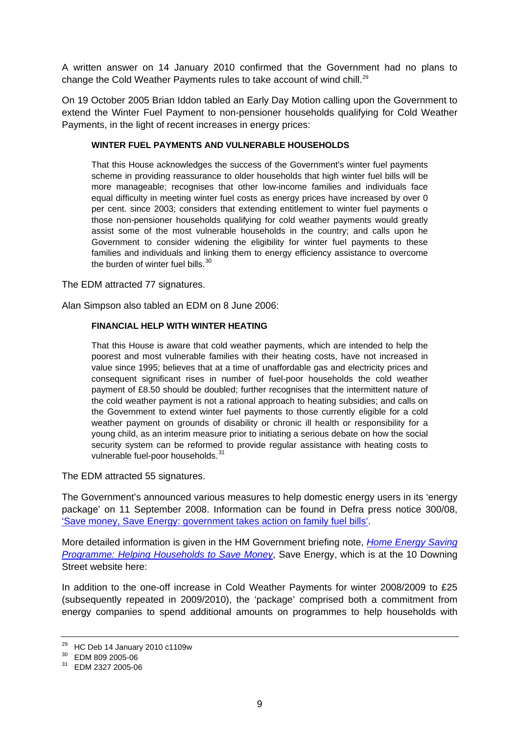A written answer on 14 January 2010 confirmed that the Government had no plans to change the Cold Weather Payments rules to take account of wind chill.[29]

On 19 October 2005 Brian Iddon tabled an Early Day Motion calling upon the Government to extend the Winter Fuel Payment to non-pensioner households qualifying for Cold Weather Payments, in the light of recent increases in energy prices:

> **WINTER FUEL PAYMENTS AND VULNERABLE HOUSEHOLDS**
>
> That this House acknowledges the success of the Government's winter fuel payments scheme in providing reassurance to older households that high winter fuel bills will be more manageable; recognises that other low-income families and individuals face equal difficulty in meeting winter fuel costs as energy prices have increased by over 0 per cent. since 2003; considers that extending entitlement to winter fuel payments o those non-pensioner households qualifying for cold weather payments would greatly assist some of the most vulnerable households in the country; and calls upon he Government to consider widening the eligibility for winter fuel payments to these families and individuals and linking them to energy efficiency assistance to overcome the burden of winter fuel bills.[30]

The EDM attracted 77 signatures.

Alan Simpson also tabled an EDM on 8 June 2006:

> **FINANCIAL HELP WITH WINTER HEATING**
>
> That this House is aware that cold weather payments, which are intended to help the poorest and most vulnerable families with their heating costs, have not increased in value since 1995; believes that at a time of unaffordable gas and electricity prices and consequent significant rises in number of fuel-poor households the cold weather payment of £8.50 should be doubled; further recognises that the intermittent nature of the cold weather payment is not a rational approach to heating subsidies; and calls on the Government to extend winter fuel payments to those currently eligible for a cold weather payment on grounds of disability or chronic ill health or responsibility for a young child, as an interim measure prior to initiating a serious debate on how the social security system can be reformed to provide regular assistance with heating costs to vulnerable fuel-poor households.[31]

The EDM attracted 55 signatures.

The Government's announced various measures to help domestic energy users in its 'energy package' on 11 September 2008. Information can be found in Defra press notice 300/08, 'Save money, Save Energy: government takes action on family fuel bills'.

More detailed information is given in the HM Government briefing note, *Home Energy Saving Programme: Helping Households to Save Money*, Save Energy, which is at the 10 Downing Street website here:

In addition to the one-off increase in Cold Weather Payments for winter 2008/2009 to £25 (subsequently repeated in 2009/2010), the 'package' comprised both a commitment from energy companies to spend additional amounts on programmes to help households with

---

[29] HC Deb 14 January 2010 c1109w

[30] EDM 809 2005-06

[31] EDM 2327 2005-06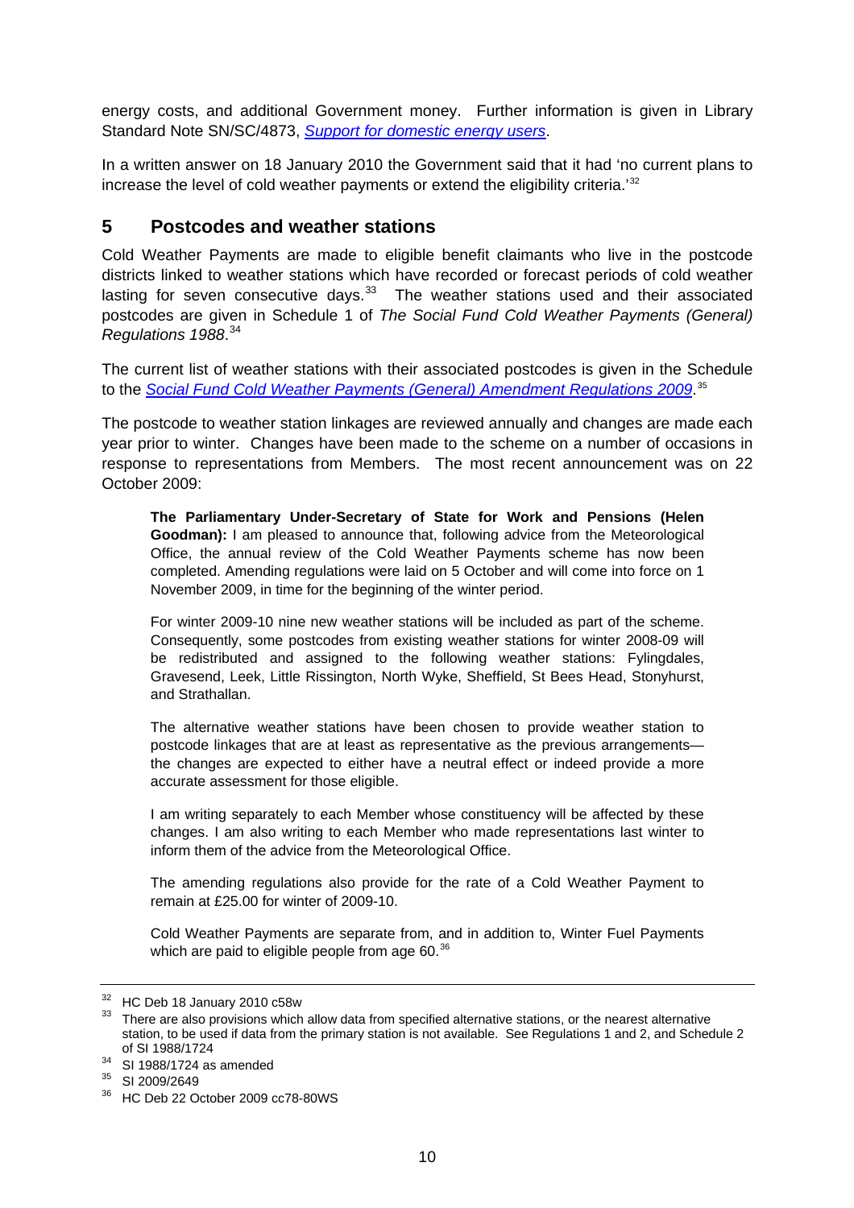energy costs, and additional Government money. Further information is given in Library Standard Note SN/SC/4873, *Support for domestic energy users*.

In a written answer on 18 January 2010 the Government said that it had 'no current plans to increase the level of cold weather payments or extend the eligibility criteria.'[32]

## 5 Postcodes and weather stations

Cold Weather Payments are made to eligible benefit claimants who live in the postcode districts linked to weather stations which have recorded or forecast periods of cold weather lasting for seven consecutive days.[33] The weather stations used and their associated postcodes are given in Schedule 1 of *The Social Fund Cold Weather Payments (General) Regulations 1988*.[34]

The current list of weather stations with their associated postcodes is given in the Schedule to the *Social Fund Cold Weather Payments (General) Amendment Regulations 2009*.[35]

The postcode to weather station linkages are reviewed annually and changes are made each year prior to winter. Changes have been made to the scheme on a number of occasions in response to representations from Members. The most recent announcement was on 22 October 2009:

> **The Parliamentary Under-Secretary of State for Work and Pensions (Helen Goodman):** I am pleased to announce that, following advice from the Meteorological Office, the annual review of the Cold Weather Payments scheme has now been completed. Amending regulations were laid on 5 October and will come into force on 1 November 2009, in time for the beginning of the winter period.
>
> For winter 2009-10 nine new weather stations will be included as part of the scheme. Consequently, some postcodes from existing weather stations for winter 2008-09 will be redistributed and assigned to the following weather stations: Fylingdales, Gravesend, Leek, Little Rissington, North Wyke, Sheffield, St Bees Head, Stonyhurst, and Strathallan.
>
> The alternative weather stations have been chosen to provide weather station to postcode linkages that are at least as representative as the previous arrangements—the changes are expected to either have a neutral effect or indeed provide a more accurate assessment for those eligible.
>
> I am writing separately to each Member whose constituency will be affected by these changes. I am also writing to each Member who made representations last winter to inform them of the advice from the Meteorological Office.
>
> The amending regulations also provide for the rate of a Cold Weather Payment to remain at £25.00 for winter of 2009-10.
>
> Cold Weather Payments are separate from, and in addition to, Winter Fuel Payments which are paid to eligible people from age 60.[36]

---

[32] HC Deb 18 January 2010 c58w

[33] There are also provisions which allow data from specified alternative stations, or the nearest alternative station, to be used if data from the primary station is not available. See Regulations 1 and 2, and Schedule 2 of SI 1988/1724

[34] SI 1988/1724 as amended

[35] SI 2009/2649

[36] HC Deb 22 October 2009 cc78-80WS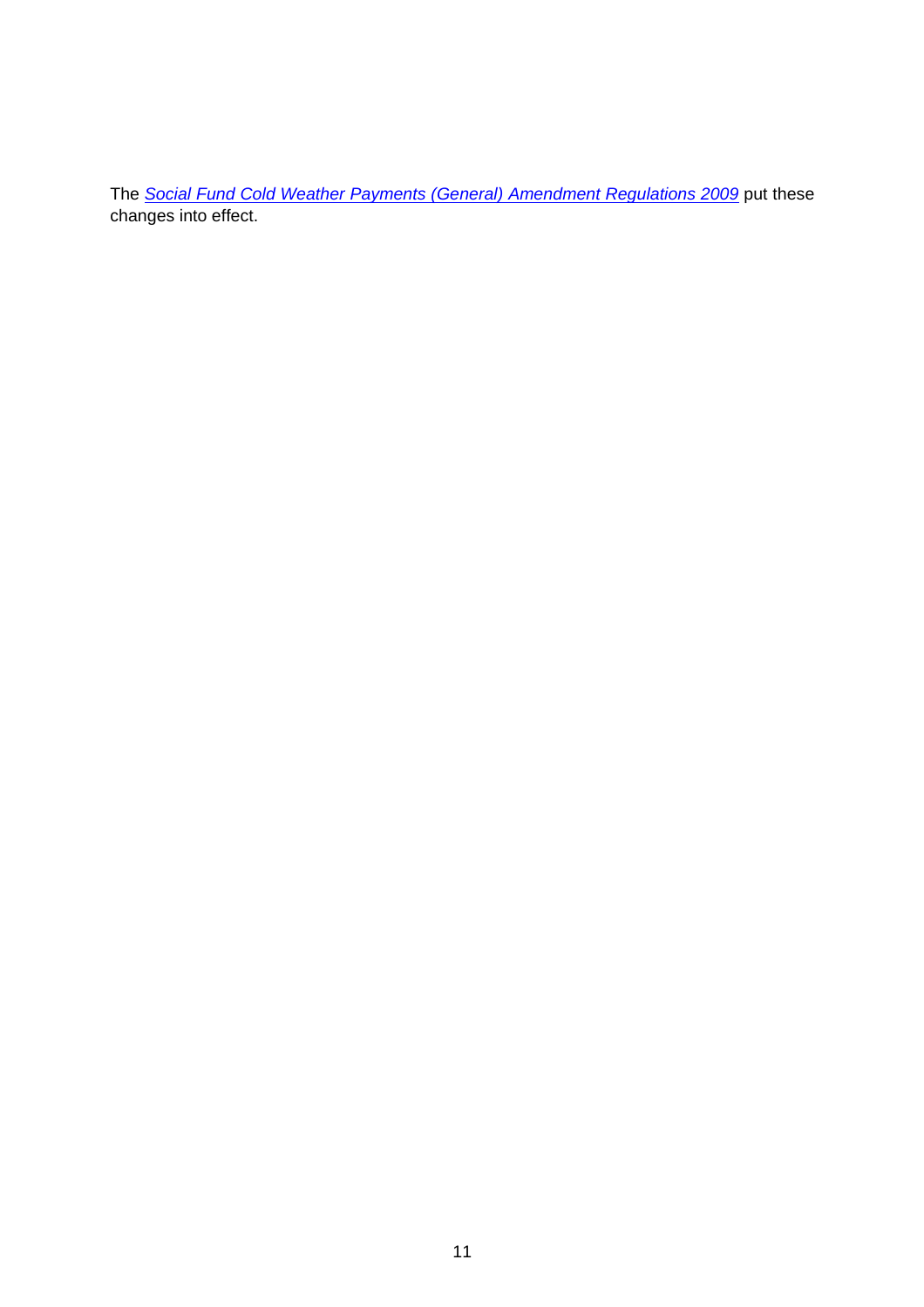The *[Social Fund Cold Weather Payments (General) Amendment Regulations 2009]()* put these changes into effect.